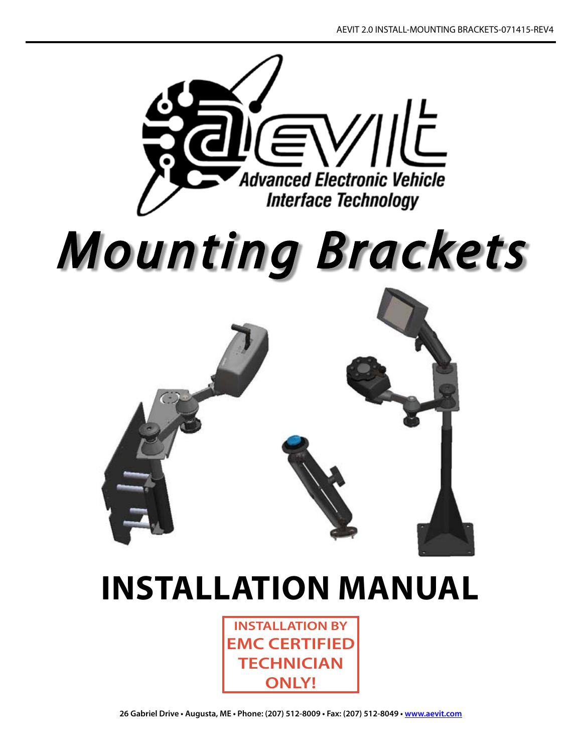AEVIT 2.0 INSTALL-MOUNTING BRACKETS-071415-REV4

aevit

Advanced Electronic Vehicle Interface Technology

# *Mounting Brackets*

# INSTALLATION MANUAL

**INSTALLATION BY EMC CERTIFIED TECHNICIAN ONLY!**

26 Gabriel Drive • Augusta, ME • Phone: (207) 512-8009 • Fax: (207) 512-8049 • www.aevit.com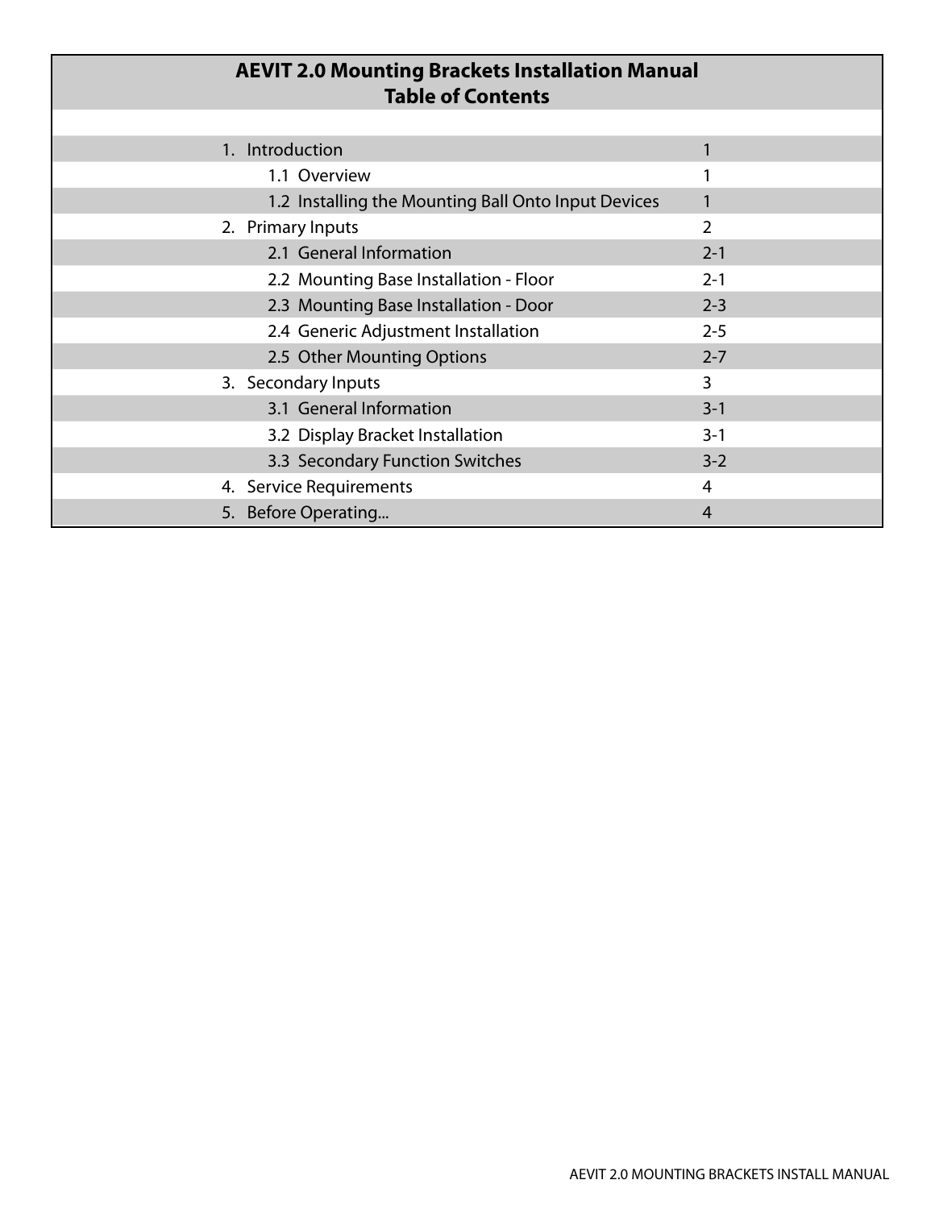# AEVIT 2.0 Mounting Brackets Installation Manual
## Table of Contents

| Section | Page |
|---|---|
| 1. Introduction | 1 |
| 1.1 Overview | 1 |
| 1.2 Installing the Mounting Ball Onto Input Devices | 1 |
| 2. Primary Inputs | 2 |
| 2.1 General Information | 2-1 |
| 2.2 Mounting Base Installation - Floor | 2-1 |
| 2.3 Mounting Base Installation - Door | 2-3 |
| 2.4 Generic Adjustment Installation | 2-5 |
| 2.5 Other Mounting Options | 2-7 |
| 3. Secondary Inputs | 3 |
| 3.1 General Information | 3-1 |
| 3.2 Display Bracket Installation | 3-1 |
| 3.3 Secondary Function Switches | 3-2 |
| 4. Service Requirements | 4 |
| 5. Before Operating... | 4 |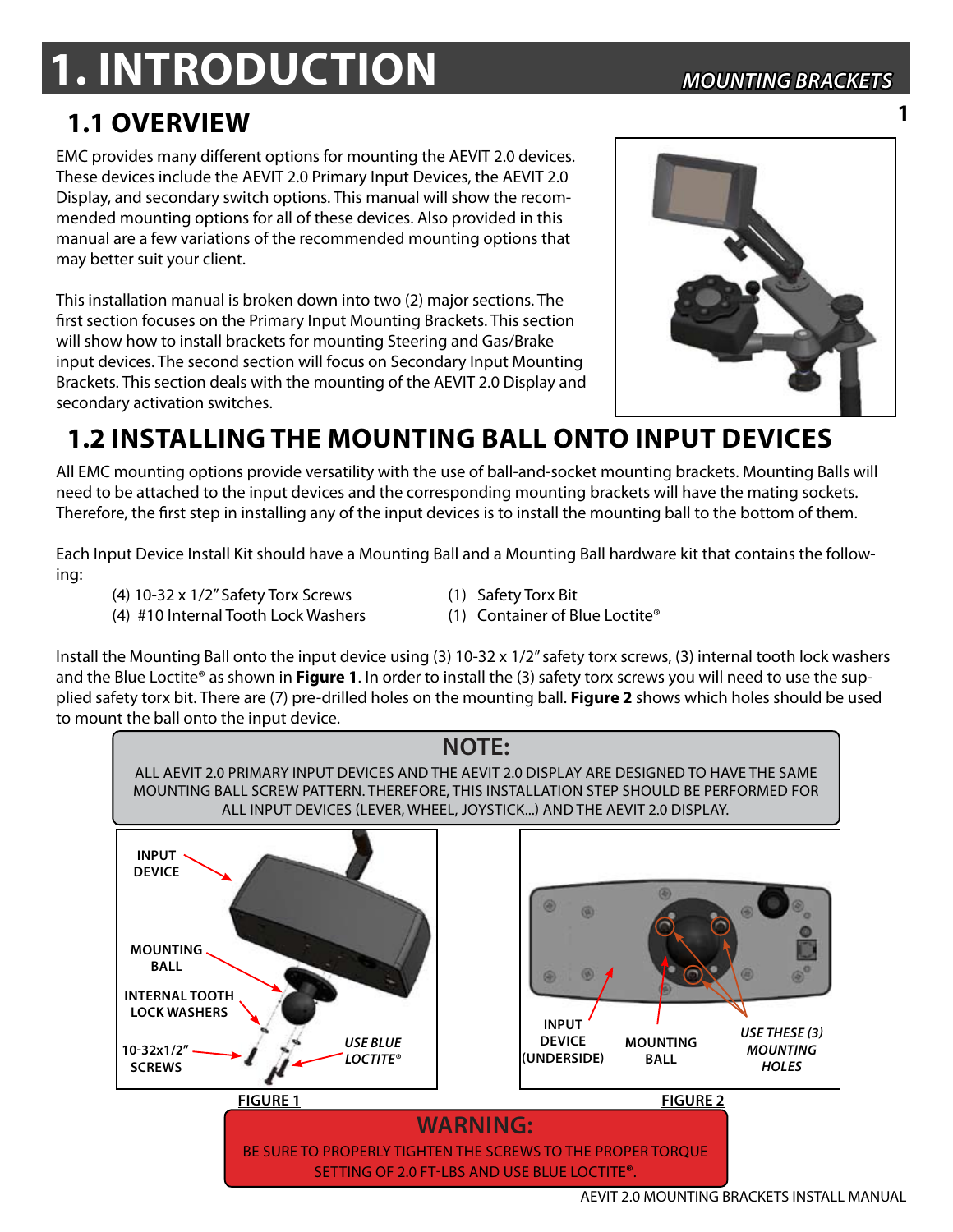# 1. INTRODUCTION

## 1.1 OVERVIEW

EMC provides many different options for mounting the AEVIT 2.0 devices. These devices include the AEVIT 2.0 Primary Input Devices, the AEVIT 2.0 Display, and secondary switch options. This manual will show the recommended mounting options for all of these devices. Also provided in this manual are a few variations of the recommended mounting options that may better suit your client.

This installation manual is broken down into two (2) major sections. The first section focuses on the Primary Input Mounting Brackets. This section will show how to install brackets for mounting Steering and Gas/Brake input devices. The second section will focus on Secondary Input Mounting Brackets. This section deals with the mounting of the AEVIT 2.0 Display and secondary activation switches.

## 1.2 INSTALLING THE MOUNTING BALL ONTO INPUT DEVICES

All EMC mounting options provide versatility with the use of ball-and-socket mounting brackets. Mounting Balls will need to be attached to the input devices and the corresponding mounting brackets will have the mating sockets. Therefore, the first step in installing any of the input devices is to install the mounting ball to the bottom of them.

Each Input Device Install Kit should have a Mounting Ball and a Mounting Ball hardware kit that contains the following:

- (4) 10-32 x 1/2" Safety Torx Screws
- (4) #10 Internal Tooth Lock Washers
- (1) Safety Torx Bit
- (1) Container of Blue Loctite®

Install the Mounting Ball onto the input device using (3) 10-32 x 1/2" safety torx screws, (3) internal tooth lock washers and the Blue Loctite® as shown in **Figure 1**. In order to install the (3) safety torx screws you will need to use the supplied safety torx bit. There are (7) pre-drilled holes on the mounting ball. **Figure 2** shows which holes should be used to mount the ball onto the input device.

**NOTE:**

ALL AEVIT 2.0 PRIMARY INPUT DEVICES AND THE AEVIT 2.0 DISPLAY ARE DESIGNED TO HAVE THE SAME MOUNTING BALL SCREW PATTERN. THEREFORE, THIS INSTALLATION STEP SHOULD BE PERFORMED FOR ALL INPUT DEVICES (LEVER, WHEEL, JOYSTICK...) AND THE AEVIT 2.0 DISPLAY.

INPUT DEVICE
MOUNTING BALL
INTERNAL TOOTH LOCK WASHERS
10-32x1/2" SCREWS
*USE BLUE LOCTITE®*

FIGURE 1

INPUT DEVICE (UNDERSIDE)
MOUNTING BALL
*USE THESE (3) MOUNTING HOLES*

FIGURE 2

**WARNING:**

BE SURE TO PROPERLY TIGHTEN THE SCREWS TO THE PROPER TORQUE SETTING OF 2.0 FT-LBS AND USE BLUE LOCTITE®.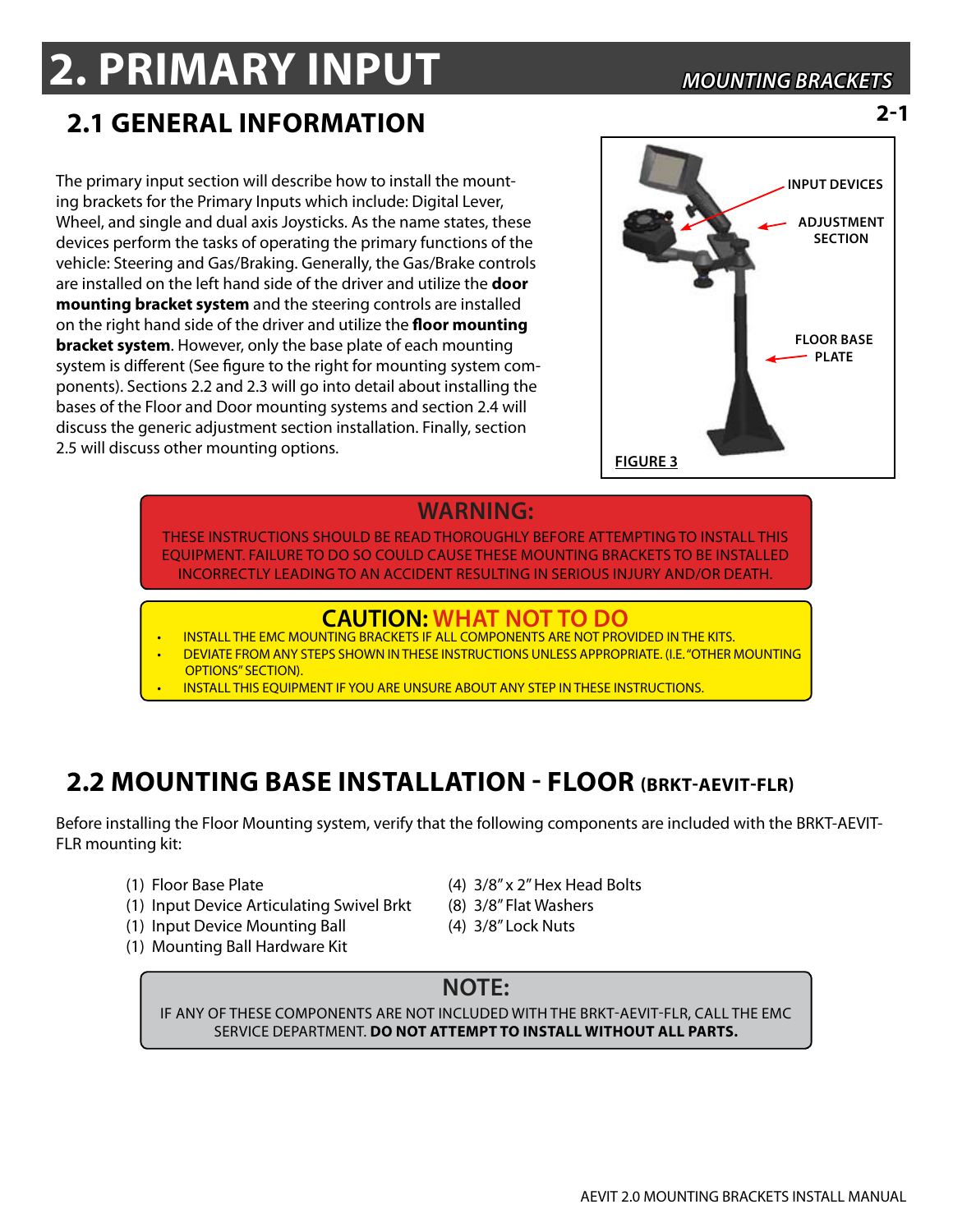# 2. PRIMARY INPUT

## 2.1 GENERAL INFORMATION

The primary input section will describe how to install the mounting brackets for the Primary Inputs which include: Digital Lever, Wheel, and single and dual axis Joysticks. As the name states, these devices perform the tasks of operating the primary functions of the vehicle: Steering and Gas/Braking. Generally, the Gas/Brake controls are installed on the left hand side of the driver and utilize the **door mounting bracket system** and the steering controls are installed on the right hand side of the driver and utilize the **floor mounting bracket system**. However, only the base plate of each mounting system is different (See figure to the right for mounting system components). Sections 2.2 and 2.3 will go into detail about installing the bases of the Floor and Door mounting systems and section 2.4 will discuss the generic adjustment section installation. Finally, section 2.5 will discuss other mounting options.

INPUT DEVICES

ADJUSTMENT SECTION

FLOOR BASE PLATE

**FIGURE 3**

> **WARNING:**
> THESE INSTRUCTIONS SHOULD BE READ THOROUGHLY BEFORE ATTEMPTING TO INSTALL THIS EQUIPMENT. FAILURE TO DO SO COULD CAUSE THESE MOUNTING BRACKETS TO BE INSTALLED INCORRECTLY LEADING TO AN ACCIDENT RESULTING IN SERIOUS INJURY AND/OR DEATH.

> **CAUTION: WHAT NOT TO DO**
> - INSTALL THE EMC MOUNTING BRACKETS IF ALL COMPONENTS ARE NOT PROVIDED IN THE KITS.
> - DEVIATE FROM ANY STEPS SHOWN IN THESE INSTRUCTIONS UNLESS APPROPRIATE. (I.E. "OTHER MOUNTING OPTIONS" SECTION).
> - INSTALL THIS EQUIPMENT IF YOU ARE UNSURE ABOUT ANY STEP IN THESE INSTRUCTIONS.

## 2.2 MOUNTING BASE INSTALLATION - FLOOR (BRKT-AEVIT-FLR)

Before installing the Floor Mounting system, verify that the following components are included with the BRKT-AEVIT-FLR mounting kit:

- (1) Floor Base Plate
- (1) Input Device Articulating Swivel Brkt
- (1) Input Device Mounting Ball
- (1) Mounting Ball Hardware Kit
- (4) 3/8" x 2" Hex Head Bolts
- (8) 3/8" Flat Washers
- (4) 3/8" Lock Nuts

> **NOTE:**
> IF ANY OF THESE COMPONENTS ARE NOT INCLUDED WITH THE BRKT-AEVIT-FLR, CALL THE EMC SERVICE DEPARTMENT. **DO NOT ATTEMPT TO INSTALL WITHOUT ALL PARTS.**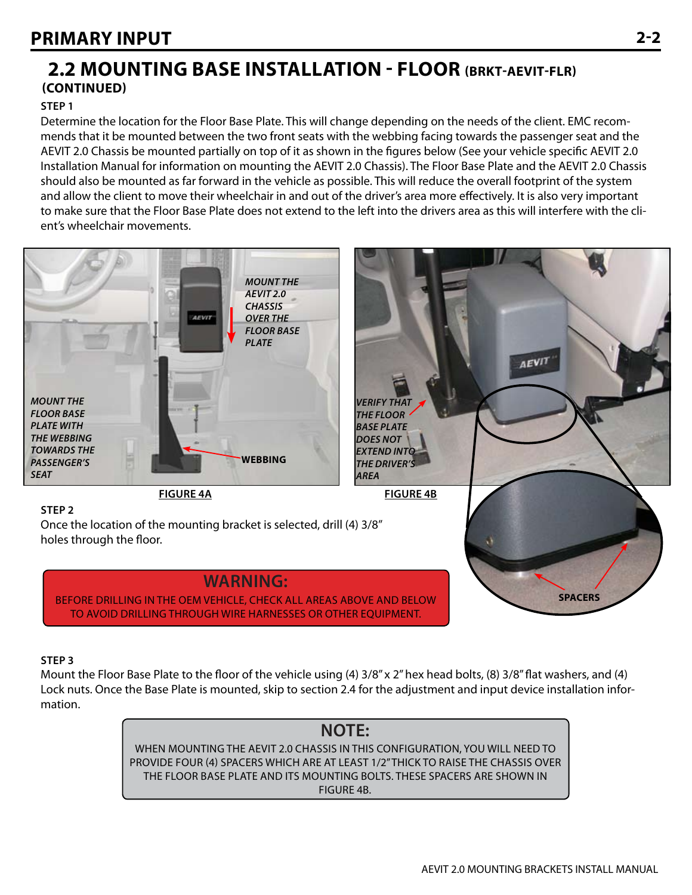## 2.2 MOUNTING BASE INSTALLATION - FLOOR (BRKT-AEVIT-FLR) (CONTINUED)

**STEP 1**

Determine the location for the Floor Base Plate. This will change depending on the needs of the client. EMC recommends that it be mounted between the two front seats with the webbing facing towards the passenger seat and the AEVIT 2.0 Chassis be mounted partially on top of it as shown in the figures below (See your vehicle specific AEVIT 2.0 Installation Manual for information on mounting the AEVIT 2.0 Chassis). The Floor Base Plate and the AEVIT 2.0 Chassis should also be mounted as far forward in the vehicle as possible. This will reduce the overall footprint of the system and allow the client to move their wheelchair in and out of the driver's area more effectively. It is also very important to make sure that the Floor Base Plate does not extend to the left into the drivers area as this will interfere with the client's wheelchair movements.

*MOUNT THE AEVIT 2.0 CHASSIS OVER THE FLOOR BASE PLATE*

*MOUNT THE FLOOR BASE PLATE WITH THE WEBBING TOWARDS THE PASSENGER'S SEAT*

**WEBBING**

**FIGURE 4A**

*VERIFY THAT THE FLOOR BASE PLATE DOES NOT EXTEND INTO THE DRIVER'S AREA*

**SPACERS**

**FIGURE 4B**

**STEP 2**

Once the location of the mounting bracket is selected, drill (4) 3/8" holes through the floor.

> **WARNING:**
> BEFORE DRILLING IN THE OEM VEHICLE, CHECK ALL AREAS ABOVE AND BELOW TO AVOID DRILLING THROUGH WIRE HARNESSES OR OTHER EQUIPMENT.

**STEP 3**

Mount the Floor Base Plate to the floor of the vehicle using (4) 3/8" x 2" hex head bolts, (8) 3/8" flat washers, and (4) Lock nuts. Once the Base Plate is mounted, skip to section 2.4 for the adjustment and input device installation information.

> **NOTE:**
> WHEN MOUNTING THE AEVIT 2.0 CHASSIS IN THIS CONFIGURATION, YOU WILL NEED TO PROVIDE FOUR (4) SPACERS WHICH ARE AT LEAST 1/2" THICK TO RAISE THE CHASSIS OVER THE FLOOR BASE PLATE AND ITS MOUNTING BOLTS. THESE SPACERS ARE SHOWN IN FIGURE 4B.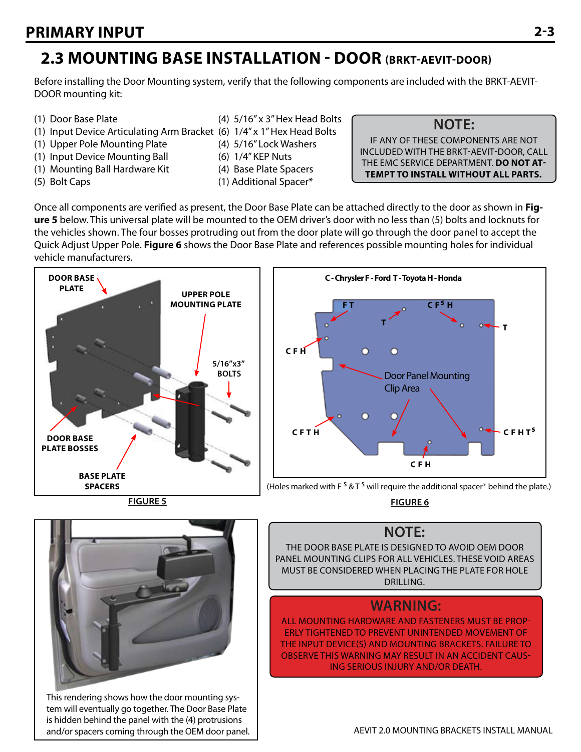## 2.3 MOUNTING BASE INSTALLATION - DOOR (BRKT-AEVIT-DOOR)

Before installing the Door Mounting system, verify that the following components are included with the BRKT-AEVIT-DOOR mounting kit:

- (1) Door Base Plate
- (1) Input Device Articulating Arm Bracket
- (1) Upper Pole Mounting Plate
- (1) Input Device Mounting Ball
- (1) Mounting Ball Hardware Kit
- (5) Bolt Caps
- (4) 5/16" x 3" Hex Head Bolts
- (6) 1/4" x 1" Hex Head Bolts
- (4) 5/16" Lock Washers
- (6) 1/4" KEP Nuts
- (4) Base Plate Spacers
- (1) Additional Spacer*

**NOTE:**

IF ANY OF THESE COMPONENTS ARE NOT INCLUDED WITH THE BRKT-AEVIT-DOOR, CALL THE EMC SERVICE DEPARTMENT. **DO NOT ATTEMPT TO INSTALL WITHOUT ALL PARTS.**

Once all components are verified as present, the Door Base Plate can be attached directly to the door as shown in **Figure 5** below. This universal plate will be mounted to the OEM driver's door with no less than (5) bolts and locknuts for the vehicles shown. The four bosses protruding out from the door plate will go through the door panel to accept the Quick Adjust Upper Pole. **Figure 6** shows the Door Base Plate and references possible mounting holes for individual vehicle manufacturers.

DOOR BASE PLATE · UPPER POLE MOUNTING PLATE · 5/16"x3" BOLTS · DOOR BASE PLATE BOSSES · BASE PLATE SPACERS

FIGURE 5

C - Chrysler F - Ford T - Toyota H - Honda

Door Panel Mounting Clip Area

(Holes marked with F [S] & T [S] will require the additional spacer* behind the plate.)

FIGURE 6

This rendering shows how the door mounting system will eventually go together. The Door Base Plate is hidden behind the panel with the (4) protrusions and/or spacers coming through the OEM door panel.

**NOTE:**

THE DOOR BASE PLATE IS DESIGNED TO AVOID OEM DOOR PANEL MOUNTING CLIPS FOR ALL VEHICLES. THESE VOID AREAS MUST BE CONSIDERED WHEN PLACING THE PLATE FOR HOLE DRILLING.

**WARNING:**

ALL MOUNTING HARDWARE AND FASTENERS MUST BE PROPERLY TIGHTENED TO PREVENT UNINTENDED MOVEMENT OF THE INPUT DEVICE(S) AND MOUNTING BRACKETS. FAILURE TO OBSERVE THIS WARNING MAY RESULT IN AN ACCIDENT CAUSING SERIOUS INJURY AND/OR DEATH.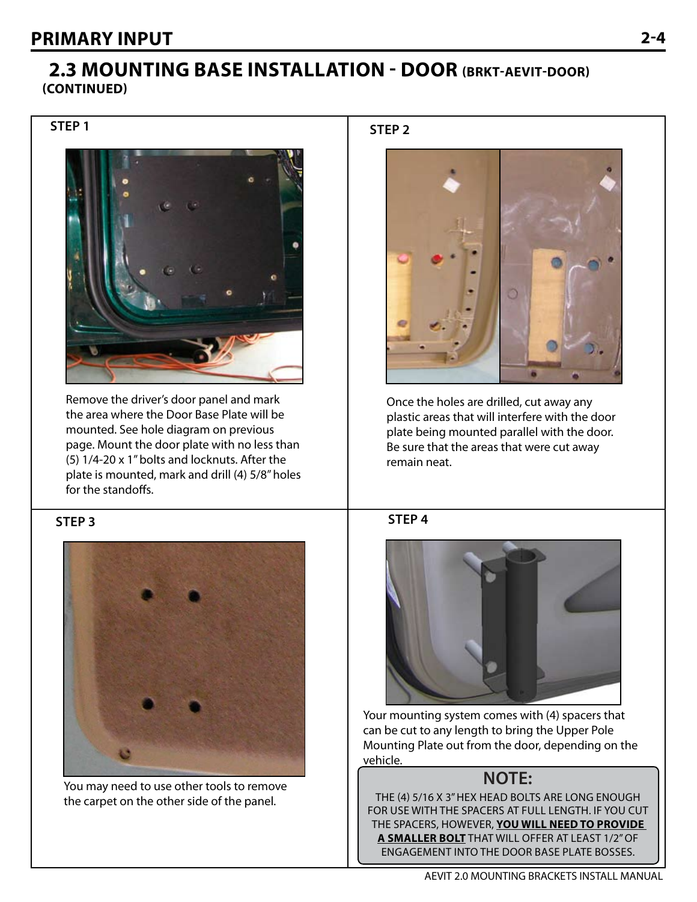# PRIMARY INPUT

## 2.3 MOUNTING BASE INSTALLATION - DOOR (BRKT-AEVIT-DOOR) (CONTINUED)

### STEP 1

Remove the driver's door panel and mark the area where the Door Base Plate will be mounted. See hole diagram on previous page. Mount the door plate with no less than (5) 1/4-20 x 1" bolts and locknuts. After the plate is mounted, mark and drill (4) 5/8" holes for the standoffs.

### STEP 2

Once the holes are drilled, cut away any plastic areas that will interfere with the door plate being mounted parallel with the door. Be sure that the areas that were cut away remain neat.

### STEP 3

You may need to use other tools to remove the carpet on the other side of the panel.

### STEP 4

Your mounting system comes with (4) spacers that can be cut to any length to bring the Upper Pole Mounting Plate out from the door, depending on the vehicle.

**NOTE:**

THE (4) 5/16 X 3" HEX HEAD BOLTS ARE LONG ENOUGH FOR USE WITH THE SPACERS AT FULL LENGTH. IF YOU CUT THE SPACERS, HOWEVER, **YOU WILL NEED TO PROVIDE A SMALLER BOLT** THAT WILL OFFER AT LEAST 1/2" OF ENGAGEMENT INTO THE DOOR BASE PLATE BOSSES.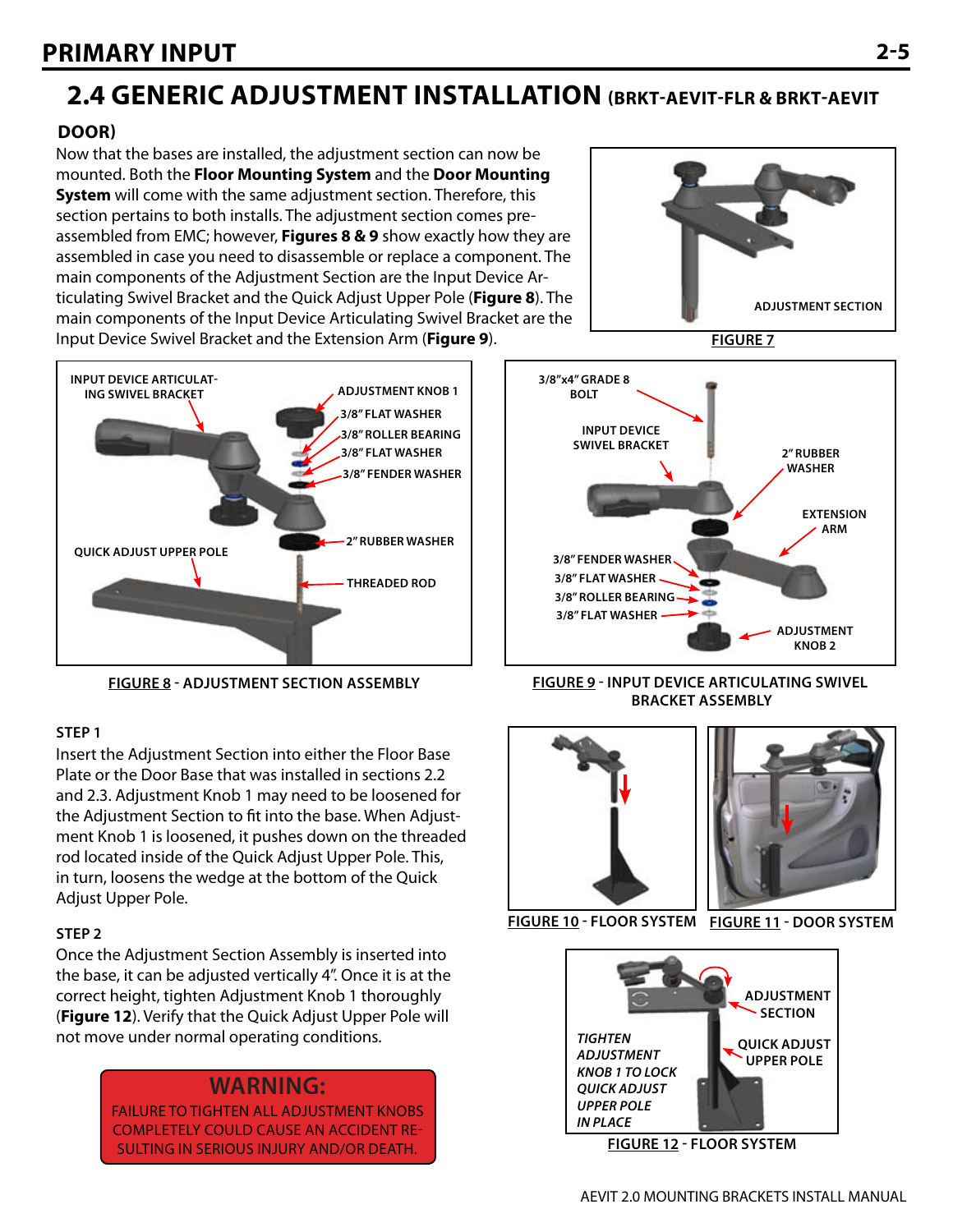## 2.4 GENERIC ADJUSTMENT INSTALLATION (BRKT-AEVIT-FLR & BRKT-AEVIT DOOR)

Now that the bases are installed, the adjustment section can now be mounted. Both the **Floor Mounting System** and the **Door Mounting System** will come with the same adjustment section. Therefore, this section pertains to both installs. The adjustment section comes pre-assembled from EMC; however, **Figures 8 & 9** show exactly how they are assembled in case you need to disassemble or replace a component. The main components of the Adjustment Section are the Input Device Articulating Swivel Bracket and the Quick Adjust Upper Pole (**Figure 8**). The main components of the Input Device Articulating Swivel Bracket are the Input Device Swivel Bracket and the Extension Arm (**Figure 9**).

ADJUSTMENT SECTION

FIGURE 7

INPUT DEVICE ARTICULATING SWIVEL BRACKET, ADJUSTMENT KNOB 1, 3/8" FLAT WASHER, 3/8" ROLLER BEARING, 3/8" FLAT WASHER, 3/8" FENDER WASHER, QUICK ADJUST UPPER POLE, 2" RUBBER WASHER, THREADED ROD

FIGURE 8 - ADJUSTMENT SECTION ASSEMBLY

3/8"x4" GRADE 8 BOLT, INPUT DEVICE SWIVEL BRACKET, 2" RUBBER WASHER, EXTENSION ARM, 3/8" FENDER WASHER, 3/8" FLAT WASHER, 3/8" ROLLER BEARING, 3/8" FLAT WASHER, ADJUSTMENT KNOB 2

FIGURE 9 - INPUT DEVICE ARTICULATING SWIVEL BRACKET ASSEMBLY

### STEP 1

Insert the Adjustment Section into either the Floor Base Plate or the Door Base that was installed in sections 2.2 and 2.3. Adjustment Knob 1 may need to be loosened for the Adjustment Section to fit into the base. When Adjustment Knob 1 is loosened, it pushes down on the threaded rod located inside of the Quick Adjust Upper Pole. This, in turn, loosens the wedge at the bottom of the Quick Adjust Upper Pole.

FIGURE 10 - FLOOR SYSTEM

FIGURE 11 - DOOR SYSTEM

### STEP 2

Once the Adjustment Section Assembly is inserted into the base, it can be adjusted vertically 4". Once it is at the correct height, tighten Adjustment Knob 1 thoroughly (**Figure 12**). Verify that the Quick Adjust Upper Pole will not move under normal operating conditions.

ADJUSTMENT SECTION

QUICK ADJUST UPPER POLE

*TIGHTEN ADJUSTMENT KNOB 1 TO LOCK QUICK ADJUST UPPER POLE IN PLACE*

FIGURE 12 - FLOOR SYSTEM

**WARNING:**

FAILURE TO TIGHTEN ALL ADJUSTMENT KNOBS COMPLETELY COULD CAUSE AN ACCIDENT RESULTING IN SERIOUS INJURY AND/OR DEATH.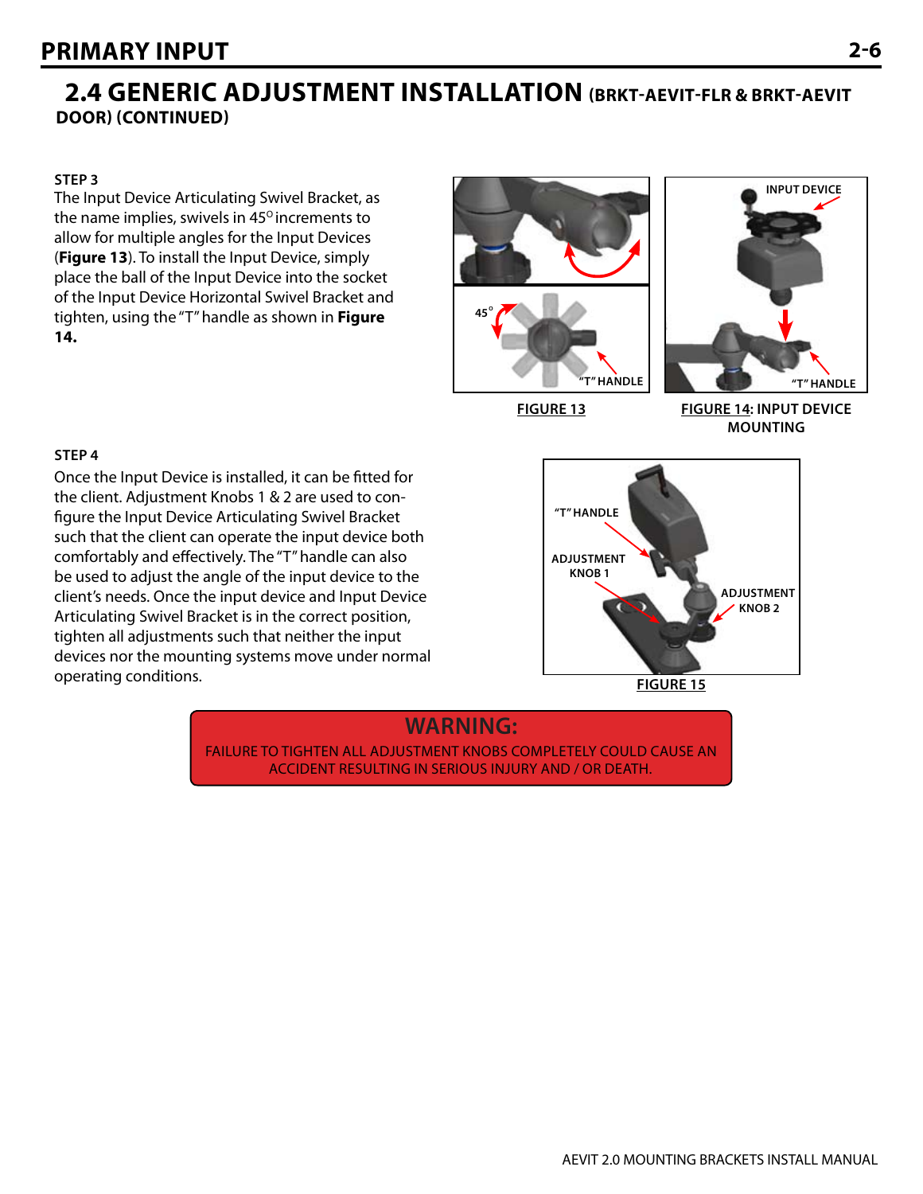## 2.4 GENERIC ADJUSTMENT INSTALLATION (BRKT-AEVIT-FLR & BRKT-AEVIT DOOR) (CONTINUED)

**STEP 3**

The Input Device Articulating Swivel Bracket, as the name implies, swivels in 45° increments to allow for multiple angles for the Input Devices (**Figure 13**). To install the Input Device, simply place the ball of the Input Device into the socket of the Input Device Horizontal Swivel Bracket and tighten, using the "T" handle as shown in **Figure 14.**

FIGURE 13

FIGURE 14: INPUT DEVICE MOUNTING

**STEP 4**

Once the Input Device is installed, it can be fitted for the client. Adjustment Knobs 1 & 2 are used to configure the Input Device Articulating Swivel Bracket such that the client can operate the input device both comfortably and effectively. The "T" handle can also be used to adjust the angle of the input device to the client's needs. Once the input device and Input Device Articulating Swivel Bracket is in the correct position, tighten all adjustments such that neither the input devices nor the mounting systems move under normal operating conditions.

FIGURE 15

**WARNING:**

FAILURE TO TIGHTEN ALL ADJUSTMENT KNOBS COMPLETELY COULD CAUSE AN ACCIDENT RESULTING IN SERIOUS INJURY AND / OR DEATH.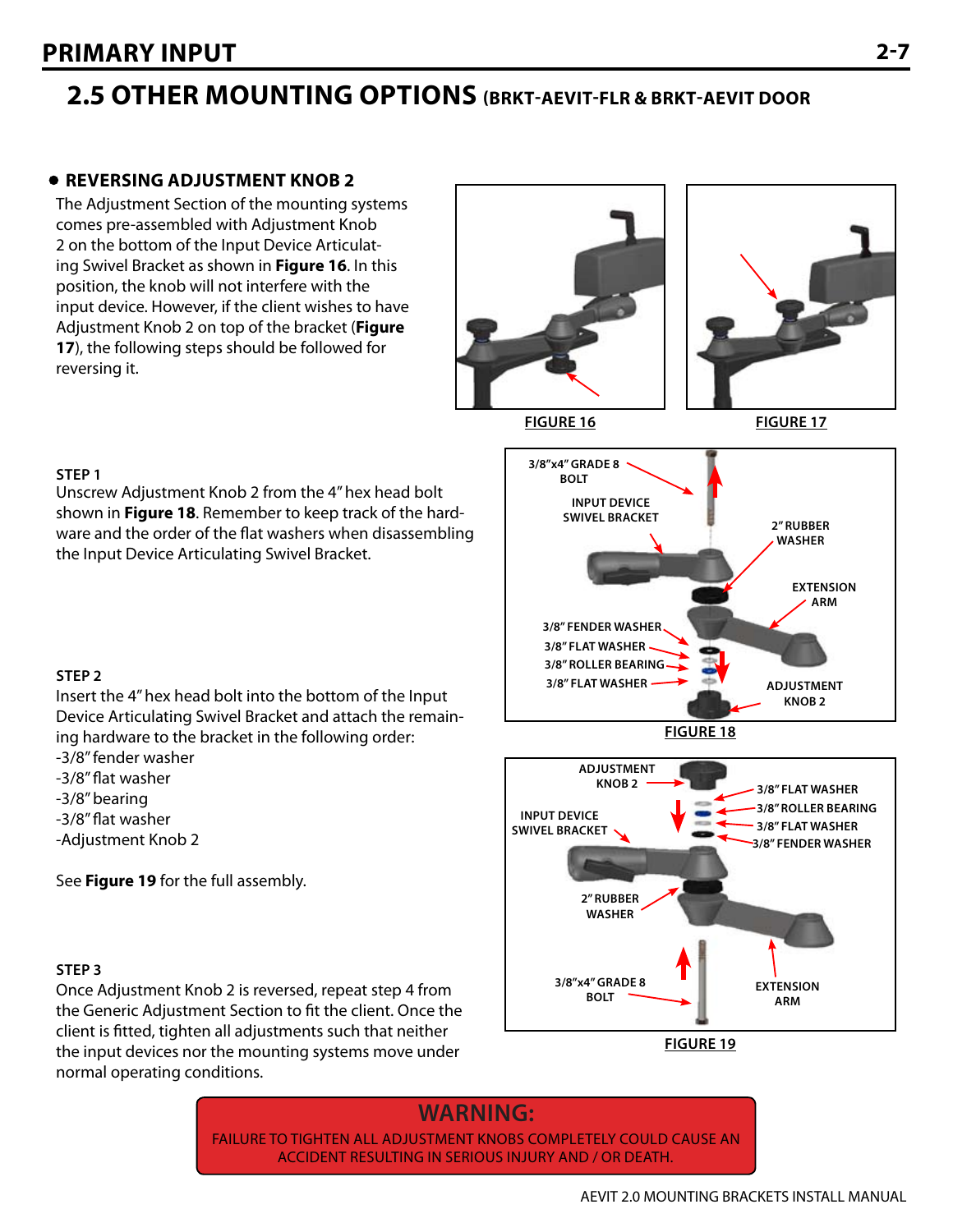## 2.5 OTHER MOUNTING OPTIONS (BRKT-AEVIT-FLR & BRKT-AEVIT DOOR

### • REVERSING ADJUSTMENT KNOB 2

The Adjustment Section of the mounting systems comes pre-assembled with Adjustment Knob 2 on the bottom of the Input Device Articulating Swivel Bracket as shown in **Figure 16**. In this position, the knob will not interfere with the input device. However, if the client wishes to have Adjustment Knob 2 on top of the bracket (**Figure 17**), the following steps should be followed for reversing it.

FIGURE 16

FIGURE 17

**STEP 1**

Unscrew Adjustment Knob 2 from the 4" hex head bolt shown in **Figure 18**. Remember to keep track of the hardware and the order of the flat washers when disassembling the Input Device Articulating Swivel Bracket.

3/8"x4" GRADE 8 BOLT

INPUT DEVICE SWIVEL BRACKET

2" RUBBER WASHER

EXTENSION ARM

3/8" FENDER WASHER

3/8" FLAT WASHER

3/8" ROLLER BEARING

3/8" FLAT WASHER

ADJUSTMENT KNOB 2

FIGURE 18

**STEP 2**

Insert the 4" hex head bolt into the bottom of the Input Device Articulating Swivel Bracket and attach the remaining hardware to the bracket in the following order:

-3/8" fender washer
-3/8" flat washer
-3/8" bearing
-3/8" flat washer
-Adjustment Knob 2

See **Figure 19** for the full assembly.

ADJUSTMENT KNOB 2

3/8" FLAT WASHER

3/8" ROLLER BEARING

3/8" FLAT WASHER

3/8" FENDER WASHER

INPUT DEVICE SWIVEL BRACKET

2" RUBBER WASHER

3/8"x4" GRADE 8 BOLT

EXTENSION ARM

FIGURE 19

**STEP 3**

Once Adjustment Knob 2 is reversed, repeat step 4 from the Generic Adjustment Section to fit the client. Once the client is fitted, tighten all adjustments such that neither the input devices nor the mounting systems move under normal operating conditions.

**WARNING:**

FAILURE TO TIGHTEN ALL ADJUSTMENT KNOBS COMPLETELY COULD CAUSE AN ACCIDENT RESULTING IN SERIOUS INJURY AND / OR DEATH.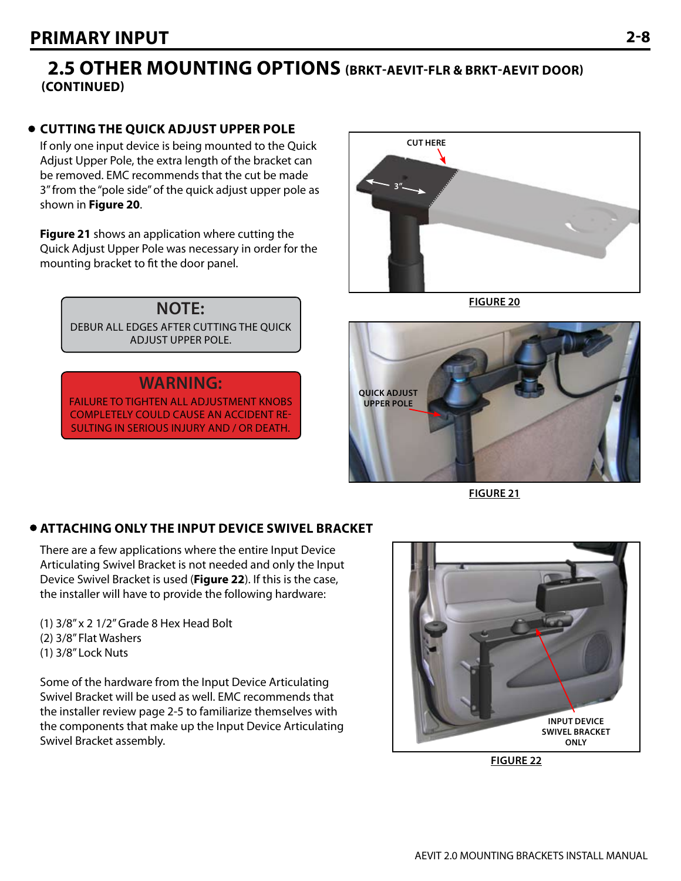## 2.5 OTHER MOUNTING OPTIONS (BRKT-AEVIT-FLR & BRKT-AEVIT DOOR) (CONTINUED)

### CUTTING THE QUICK ADJUST UPPER POLE

If only one input device is being mounted to the Quick Adjust Upper Pole, the extra length of the bracket can be removed. EMC recommends that the cut be made 3" from the "pole side" of the quick adjust upper pole as shown in **Figure 20**.

**Figure 21** shows an application where cutting the Quick Adjust Upper Pole was necessary in order for the mounting bracket to fit the door panel.

> **NOTE:**
> DEBUR ALL EDGES AFTER CUTTING THE QUICK ADJUST UPPER POLE.

> **WARNING:**
> FAILURE TO TIGHTEN ALL ADJUSTMENT KNOBS COMPLETELY COULD CAUSE AN ACCIDENT RESULTING IN SERIOUS INJURY AND / OR DEATH.

CUT HERE

3"

FIGURE 20

QUICK ADJUST UPPER POLE

FIGURE 21

### ATTACHING ONLY THE INPUT DEVICE SWIVEL BRACKET

There are a few applications where the entire Input Device Articulating Swivel Bracket is not needed and only the Input Device Swivel Bracket is used (**Figure 22**). If this is the case, the installer will have to provide the following hardware:

(1) 3/8" x 2 1/2" Grade 8 Hex Head Bolt
(2) 3/8" Flat Washers
(1) 3/8" Lock Nuts

Some of the hardware from the Input Device Articulating Swivel Bracket will be used as well. EMC recommends that the installer review page 2-5 to familiarize themselves with the components that make up the Input Device Articulating Swivel Bracket assembly.

INPUT DEVICE SWIVEL BRACKET ONLY

FIGURE 22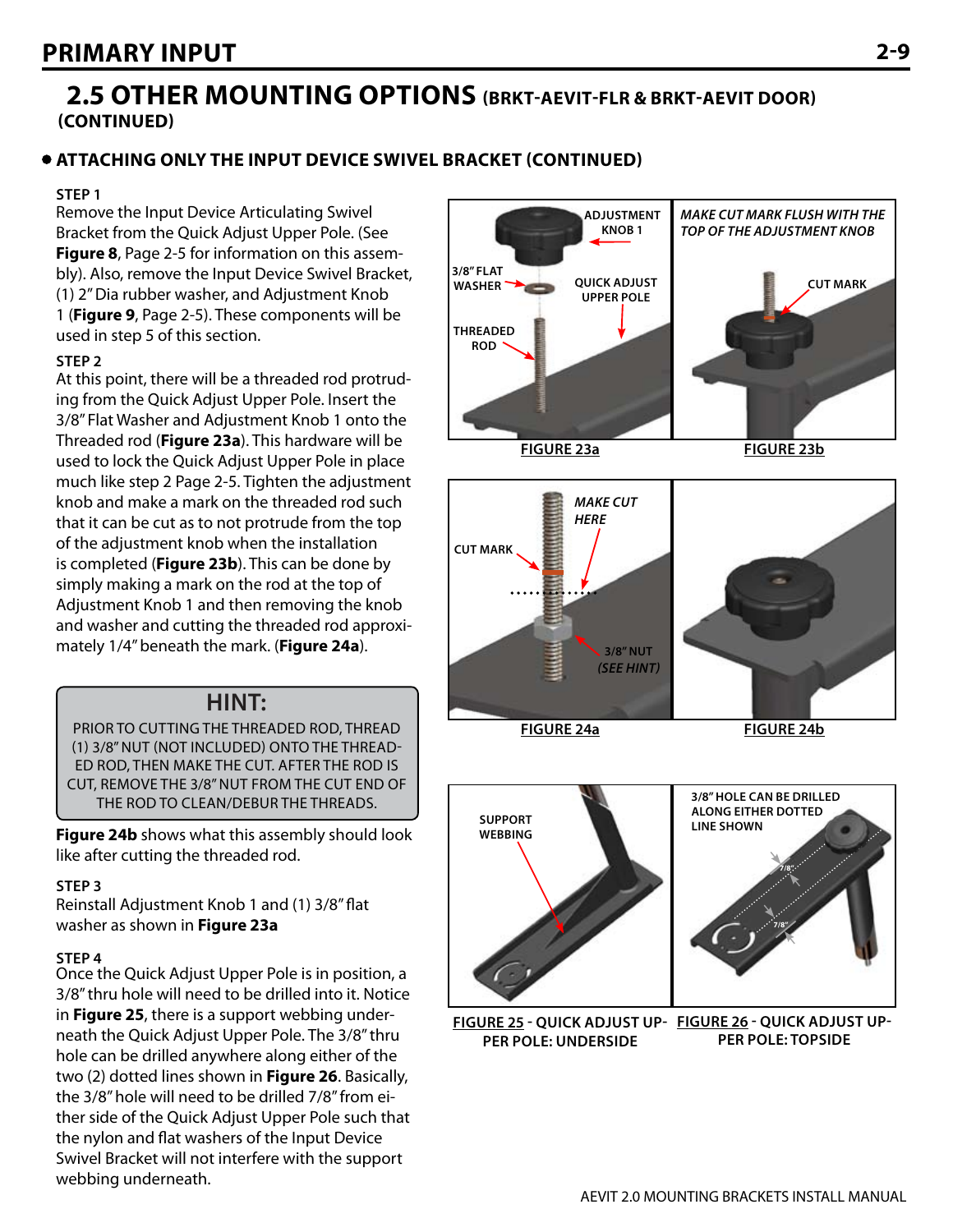## 2.5 OTHER MOUNTING OPTIONS (BRKT-AEVIT-FLR & BRKT-AEVIT DOOR) (CONTINUED)

### • ATTACHING ONLY THE INPUT DEVICE SWIVEL BRACKET (CONTINUED)

**STEP 1**
Remove the Input Device Articulating Swivel Bracket from the Quick Adjust Upper Pole. (See **Figure 8**, Page 2-5 for information on this assembly). Also, remove the Input Device Swivel Bracket, (1) 2" Dia rubber washer, and Adjustment Knob 1 (**Figure 9**, Page 2-5). These components will be used in step 5 of this section.

**STEP 2**
At this point, there will be a threaded rod protruding from the Quick Adjust Upper Pole. Insert the 3/8" Flat Washer and Adjustment Knob 1 onto the Threaded rod (**Figure 23a**). This hardware will be used to lock the Quick Adjust Upper Pole in place much like step 2 Page 2-5. Tighten the adjustment knob and make a mark on the threaded rod such that it can be cut as to not protrude from the top of the adjustment knob when the installation is completed (**Figure 23b**). This can be done by simply making a mark on the rod at the top of Adjustment Knob 1 and then removing the knob and washer and cutting the threaded rod approximately 1/4" beneath the mark. (**Figure 24a**).

> **HINT:**
> PRIOR TO CUTTING THE THREADED ROD, THREAD (1) 3/8" NUT (NOT INCLUDED) ONTO THE THREADED ROD, THEN MAKE THE CUT. AFTER THE ROD IS CUT, REMOVE THE 3/8" NUT FROM THE CUT END OF THE ROD TO CLEAN/DEBUR THE THREADS.

**Figure 24b** shows what this assembly should look like after cutting the threaded rod.

**STEP 3**
Reinstall Adjustment Knob 1 and (1) 3/8" flat washer as shown in **Figure 23a**

**STEP 4**
Once the Quick Adjust Upper Pole is in position, a 3/8" thru hole will need to be drilled into it. Notice in **Figure 25**, there is a support webbing underneath the Quick Adjust Upper Pole. The 3/8" thru hole can be drilled anywhere along either of the two (2) dotted lines shown in **Figure 26**. Basically, the 3/8" hole will need to be drilled 7/8" from either side of the Quick Adjust Upper Pole such that the nylon and flat washers of the Input Device Swivel Bracket will not interfere with the support webbing underneath.

ADJUSTMENT KNOB 1 · 3/8" FLAT WASHER · QUICK ADJUST UPPER POLE · THREADED ROD

**FIGURE 23a**

*MAKE CUT MARK FLUSH WITH THE TOP OF THE ADJUSTMENT KNOB* · CUT MARK

**FIGURE 23b**

CUT MARK · *MAKE CUT HERE* · 3/8" NUT *(SEE HINT)*

**FIGURE 24a**

**FIGURE 24b**

SUPPORT WEBBING

**FIGURE 25** - QUICK ADJUST UPPER POLE: UNDERSIDE

3/8" HOLE CAN BE DRILLED ALONG EITHER DOTTED LINE SHOWN · 7/8" · 7/8"

**FIGURE 26** - QUICK ADJUST UPPER POLE: TOPSIDE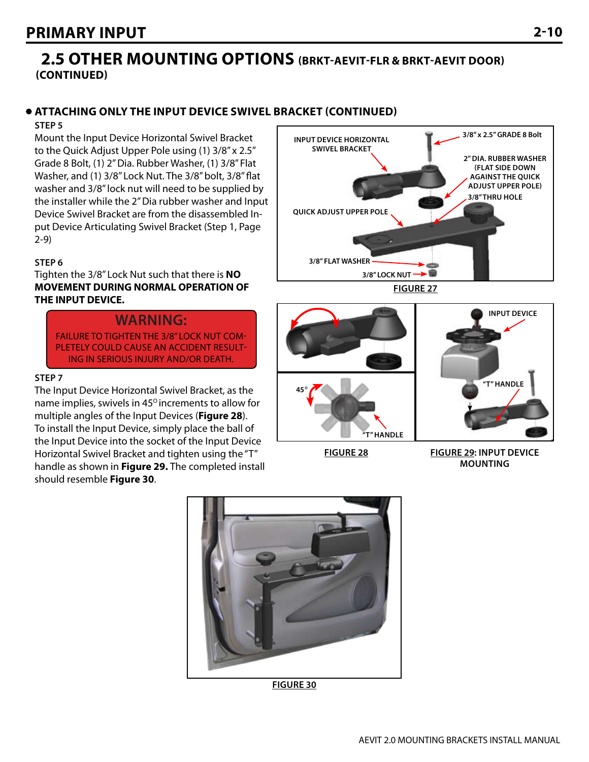## 2.5 OTHER MOUNTING OPTIONS (BRKT-AEVIT-FLR & BRKT-AEVIT DOOR) (CONTINUED)

### • ATTACHING ONLY THE INPUT DEVICE SWIVEL BRACKET (CONTINUED)

**STEP 5**

Mount the Input Device Horizontal Swivel Bracket to the Quick Adjust Upper Pole using (1) 3/8" x 2.5" Grade 8 Bolt, (1) 2" Dia. Rubber Washer, (1) 3/8" Flat Washer, and (1) 3/8" Lock Nut. The 3/8" bolt, 3/8" flat washer and 3/8" lock nut will need to be supplied by the installer while the 2" Dia rubber washer and Input Device Swivel Bracket are from the disassembled Input Device Articulating Swivel Bracket (Step 1, Page 2-9)

**STEP 6**

Tighten the 3/8" Lock Nut such that there is **NO MOVEMENT DURING NORMAL OPERATION OF THE INPUT DEVICE.**

**WARNING:**
FAILURE TO TIGHTEN THE 3/8" LOCK NUT COMPLETELY COULD CAUSE AN ACCIDENT RESULTING IN SERIOUS INJURY AND/OR DEATH.

**STEP 7**

The Input Device Horizontal Swivel Bracket, as the name implies, swivels in 45° increments to allow for multiple angles of the Input Devices (**Figure 28**). To install the Input Device, simply place the ball of the Input Device into the socket of the Input Device Horizontal Swivel Bracket and tighten using the "T" handle as shown in **Figure 29.** The completed install should resemble **Figure 30**.

INPUT DEVICE HORIZONTAL SWIVEL BRACKET
3/8" x 2.5" GRADE 8 Bolt
2" DIA. RUBBER WASHER (FLAT SIDE DOWN AGAINST THE QUICK ADJUST UPPER POLE)
3/8" THRU HOLE
QUICK ADJUST UPPER POLE
3/8" FLAT WASHER
3/8" LOCK NUT

FIGURE 27

45°
"T" HANDLE

FIGURE 28

INPUT DEVICE
"T" HANDLE

FIGURE 29: INPUT DEVICE MOUNTING

FIGURE 30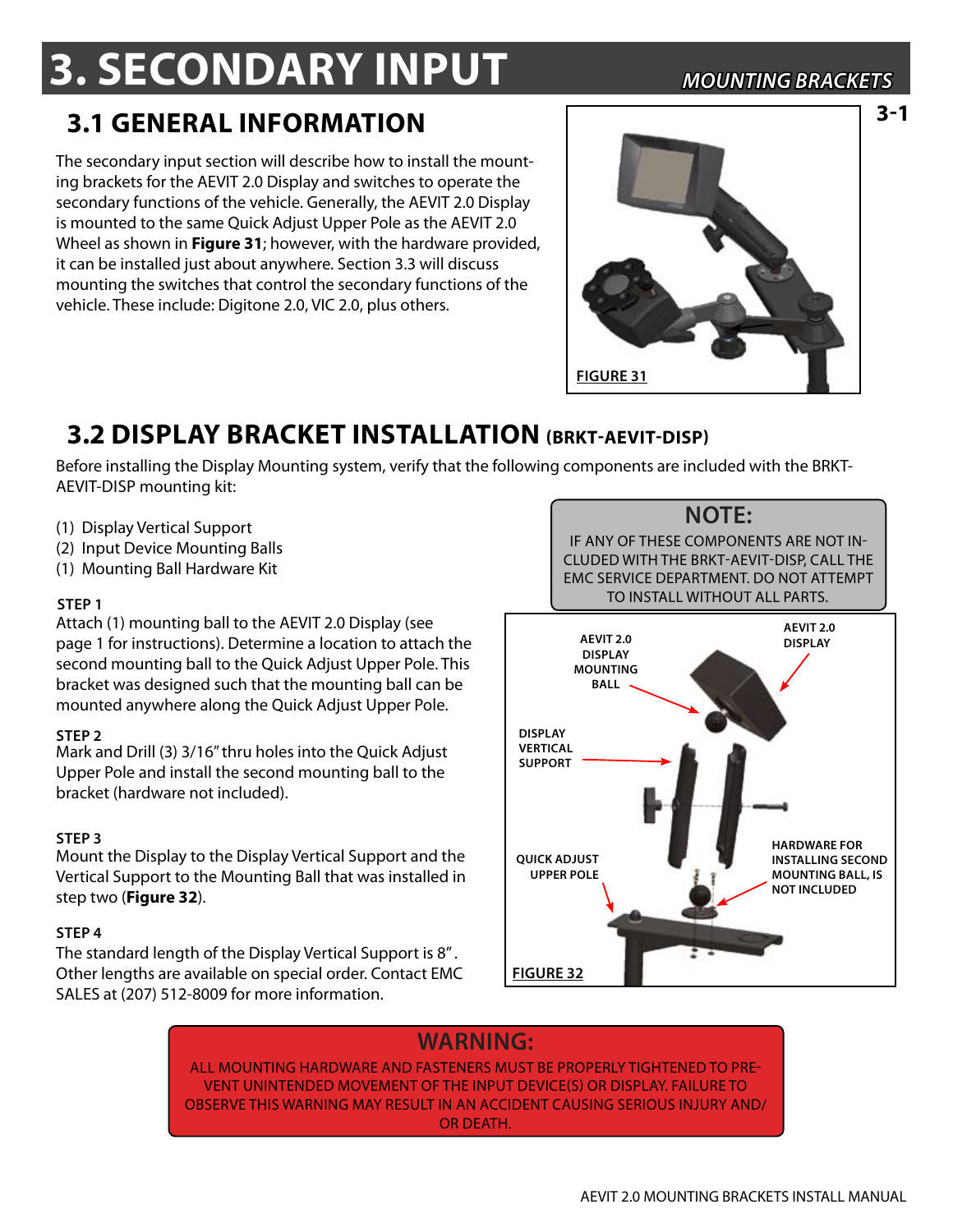# 3. SECONDARY INPUT

*MOUNTING BRACKETS*

## 3.1 GENERAL INFORMATION

The secondary input section will describe how to install the mounting brackets for the AEVIT 2.0 Display and switches to operate the secondary functions of the vehicle. Generally, the AEVIT 2.0 Display is mounted to the same Quick Adjust Upper Pole as the AEVIT 2.0 Wheel as shown in **Figure 31**; however, with the hardware provided, it can be installed just about anywhere. Section 3.3 will discuss mounting the switches that control the secondary functions of the vehicle. These include: Digitone 2.0, VIC 2.0, plus others.

FIGURE 31

## 3.2 DISPLAY BRACKET INSTALLATION (BRKT-AEVIT-DISP)

Before installing the Display Mounting system, verify that the following components are included with the BRKT-AEVIT-DISP mounting kit:

(1) Display Vertical Support
(2) Input Device Mounting Balls
(1) Mounting Ball Hardware Kit

**NOTE:**

IF ANY OF THESE COMPONENTS ARE NOT INCLUDED WITH THE BRKT-AEVIT-DISP, CALL THE EMC SERVICE DEPARTMENT. DO NOT ATTEMPT TO INSTALL WITHOUT ALL PARTS.

**STEP 1**

Attach (1) mounting ball to the AEVIT 2.0 Display (see page 1 for instructions). Determine a location to attach the second mounting ball to the Quick Adjust Upper Pole. This bracket was designed such that the mounting ball can be mounted anywhere along the Quick Adjust Upper Pole.

**STEP 2**

Mark and Drill (3) 3/16" thru holes into the Quick Adjust Upper Pole and install the second mounting ball to the bracket (hardware not included).

**STEP 3**

Mount the Display to the Display Vertical Support and the Vertical Support to the Mounting Ball that was installed in step two (**Figure 32**).

**STEP 4**

The standard length of the Display Vertical Support is 8". Other lengths are available on special order. Contact EMC SALES at (207) 512-8009 for more information.

AEVIT 2.0 DISPLAY MOUNTING BALL
AEVIT 2.0 DISPLAY
DISPLAY VERTICAL SUPPORT
QUICK ADJUST UPPER POLE
HARDWARE FOR INSTALLING SECOND MOUNTING BALL, IS NOT INCLUDED

FIGURE 32

**WARNING:**

ALL MOUNTING HARDWARE AND FASTENERS MUST BE PROPERLY TIGHTENED TO PREVENT UNINTENDED MOVEMENT OF THE INPUT DEVICE(S) OR DISPLAY. FAILURE TO OBSERVE THIS WARNING MAY RESULT IN AN ACCIDENT CAUSING SERIOUS INJURY AND/OR DEATH.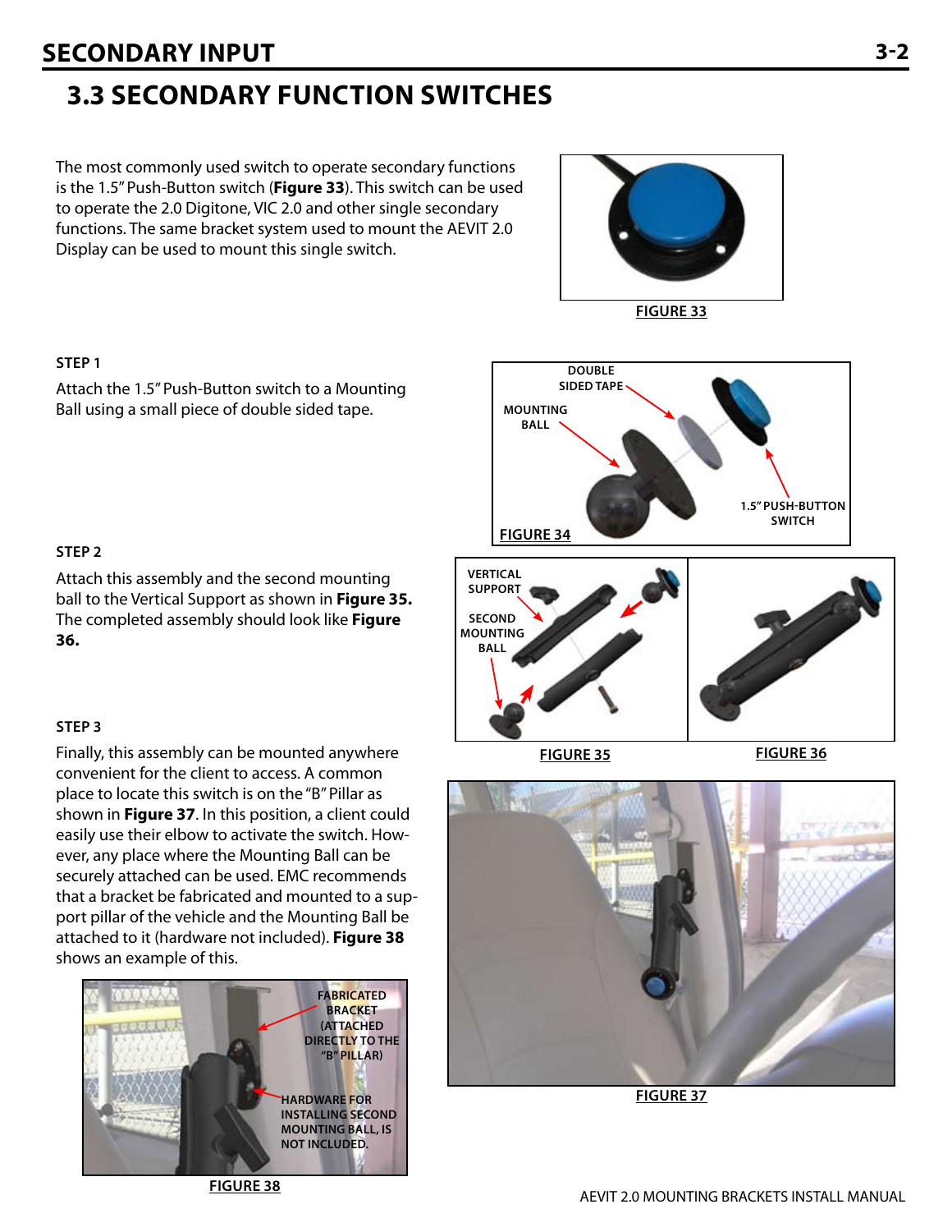# 3.3 SECONDARY FUNCTION SWITCHES

The most commonly used switch to operate secondary functions is the 1.5" Push-Button switch (**Figure 33**). This switch can be used to operate the 2.0 Digitone, VIC 2.0 and other single secondary functions. The same bracket system used to mount the AEVIT 2.0 Display can be used to mount this single switch.

FIGURE 33

**STEP 1**

Attach the 1.5" Push-Button switch to a Mounting Ball using a small piece of double sided tape.

DOUBLE SIDED TAPE

MOUNTING BALL

1.5" PUSH-BUTTON SWITCH

FIGURE 34

**STEP 2**

Attach this assembly and the second mounting ball to the Vertical Support as shown in **Figure 35.** The completed assembly should look like **Figure 36.**

VERTICAL SUPPORT

SECOND MOUNTING BALL

FIGURE 35

FIGURE 36

**STEP 3**

Finally, this assembly can be mounted anywhere convenient for the client to access. A common place to locate this switch is on the "B" Pillar as shown in **Figure 37**. In this position, a client could easily use their elbow to activate the switch. However, any place where the Mounting Ball can be securely attached can be used. EMC recommends that a bracket be fabricated and mounted to a support pillar of the vehicle and the Mounting Ball be attached to it (hardware not included). **Figure 38** shows an example of this.

FIGURE 37

FABRICATED BRACKET (ATTACHED DIRECTLY TO THE "B" PILLAR)

HARDWARE FOR INSTALLING SECOND MOUNTING BALL, IS NOT INCLUDED.

FIGURE 38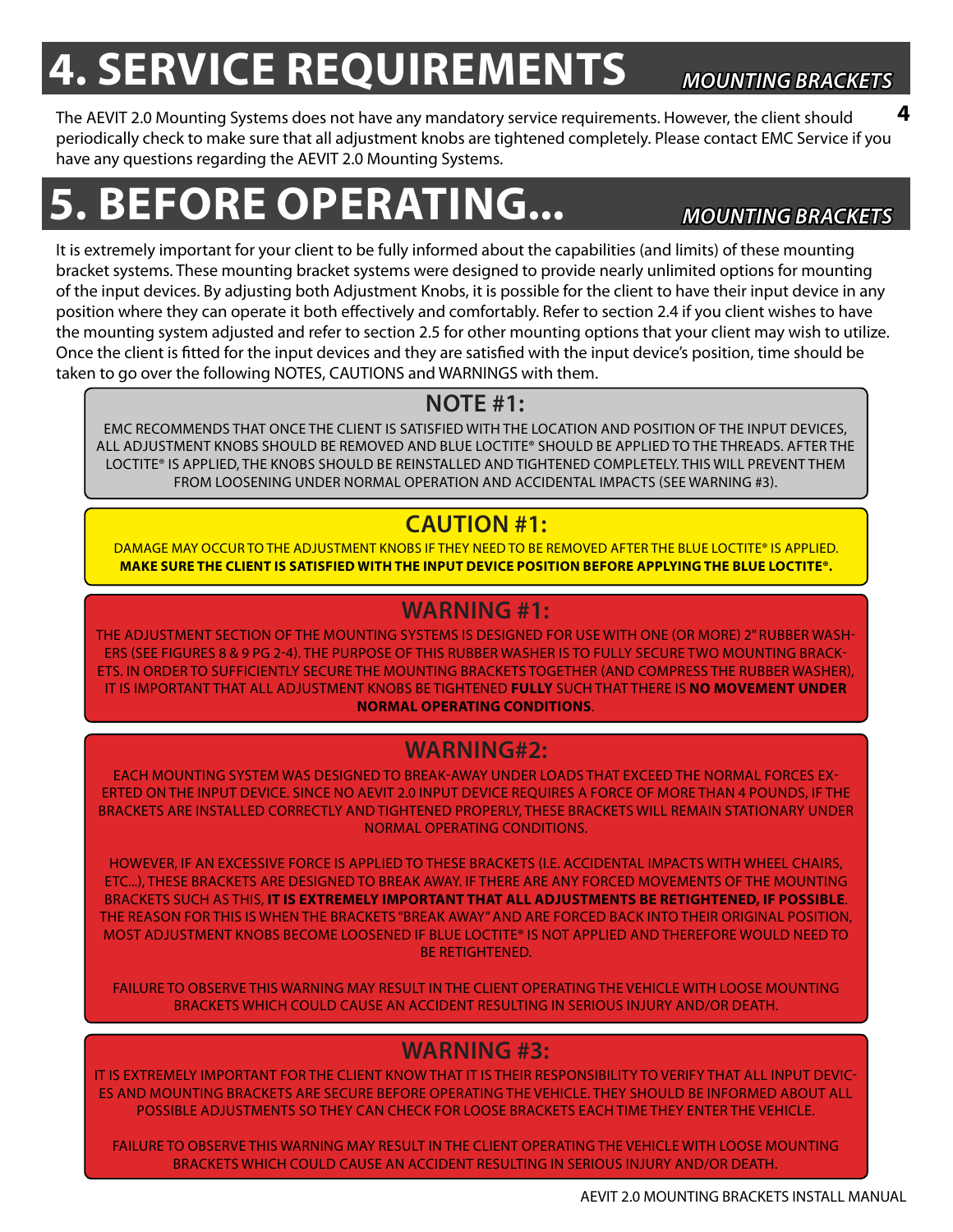# 4. SERVICE REQUIREMENTS *MOUNTING BRACKETS*

The AEVIT 2.0 Mounting Systems does not have any mandatory service requirements. However, the client should periodically check to make sure that all adjustment knobs are tightened completely. Please contact EMC Service if you have any questions regarding the AEVIT 2.0 Mounting Systems.

# 5. BEFORE OPERATING... *MOUNTING BRACKETS*

It is extremely important for your client to be fully informed about the capabilities (and limits) of these mounting bracket systems. These mounting bracket systems were designed to provide nearly unlimited options for mounting of the input devices. By adjusting both Adjustment Knobs, it is possible for the client to have their input device in any position where they can operate it both effectively and comfortably. Refer to section 2.4 if you client wishes to have the mounting system adjusted and refer to section 2.5 for other mounting options that your client may wish to utilize. Once the client is fitted for the input devices and they are satisfied with the input device's position, time should be taken to go over the following NOTES, CAUTIONS and WARNINGS with them.

## NOTE #1:

EMC RECOMMENDS THAT ONCE THE CLIENT IS SATISFIED WITH THE LOCATION AND POSITION OF THE INPUT DEVICES, ALL ADJUSTMENT KNOBS SHOULD BE REMOVED AND BLUE LOCTITE® SHOULD BE APPLIED TO THE THREADS. AFTER THE LOCTITE® IS APPLIED, THE KNOBS SHOULD BE REINSTALLED AND TIGHTENED COMPLETELY. THIS WILL PREVENT THEM FROM LOOSENING UNDER NORMAL OPERATION AND ACCIDENTAL IMPACTS (SEE WARNING #3).

## CAUTION #1:

DAMAGE MAY OCCUR TO THE ADJUSTMENT KNOBS IF THEY NEED TO BE REMOVED AFTER THE BLUE LOCTITE® IS APPLIED. **MAKE SURE THE CLIENT IS SATISFIED WITH THE INPUT DEVICE POSITION BEFORE APPLYING THE BLUE LOCTITE®.**

## WARNING #1:

THE ADJUSTMENT SECTION OF THE MOUNTING SYSTEMS IS DESIGNED FOR USE WITH ONE (OR MORE) 2" RUBBER WASHERS (SEE FIGURES 8 & 9 PG 2-4). THE PURPOSE OF THIS RUBBER WASHER IS TO FULLY SECURE TWO MOUNTING BRACKETS. IN ORDER TO SUFFICIENTLY SECURE THE MOUNTING BRACKETS TOGETHER (AND COMPRESS THE RUBBER WASHER), IT IS IMPORTANT THAT ALL ADJUSTMENT KNOBS BE TIGHTENED **FULLY** SUCH THAT THERE IS **NO MOVEMENT UNDER NORMAL OPERATING CONDITIONS**.

## WARNING#2:

EACH MOUNTING SYSTEM WAS DESIGNED TO BREAK-AWAY UNDER LOADS THAT EXCEED THE NORMAL FORCES EXERTED ON THE INPUT DEVICE. SINCE NO AEVIT 2.0 INPUT DEVICE REQUIRES A FORCE OF MORE THAN 4 POUNDS, IF THE BRACKETS ARE INSTALLED CORRECTLY AND TIGHTENED PROPERLY, THESE BRACKETS WILL REMAIN STATIONARY UNDER NORMAL OPERATING CONDITIONS.

HOWEVER, IF AN EXCESSIVE FORCE IS APPLIED TO THESE BRACKETS (I.E. ACCIDENTAL IMPACTS WITH WHEEL CHAIRS, ETC...), THESE BRACKETS ARE DESIGNED TO BREAK AWAY. IF THERE ARE ANY FORCED MOVEMENTS OF THE MOUNTING BRACKETS SUCH AS THIS, **IT IS EXTREMELY IMPORTANT THAT ALL ADJUSTMENTS BE RETIGHTENED, IF POSSIBLE**. THE REASON FOR THIS IS WHEN THE BRACKETS "BREAK AWAY" AND ARE FORCED BACK INTO THEIR ORIGINAL POSITION, MOST ADJUSTMENT KNOBS BECOME LOOSENED IF BLUE LOCTITE® IS NOT APPLIED AND THEREFORE WOULD NEED TO BE RETIGHTENED.

FAILURE TO OBSERVE THIS WARNING MAY RESULT IN THE CLIENT OPERATING THE VEHICLE WITH LOOSE MOUNTING BRACKETS WHICH COULD CAUSE AN ACCIDENT RESULTING IN SERIOUS INJURY AND/OR DEATH.

## WARNING #3:

IT IS EXTREMELY IMPORTANT FOR THE CLIENT KNOW THAT IT IS THEIR RESPONSIBILITY TO VERIFY THAT ALL INPUT DEVICES AND MOUNTING BRACKETS ARE SECURE BEFORE OPERATING THE VEHICLE. THEY SHOULD BE INFORMED ABOUT ALL POSSIBLE ADJUSTMENTS SO THEY CAN CHECK FOR LOOSE BRACKETS EACH TIME THEY ENTER THE VEHICLE.

FAILURE TO OBSERVE THIS WARNING MAY RESULT IN THE CLIENT OPERATING THE VEHICLE WITH LOOSE MOUNTING BRACKETS WHICH COULD CAUSE AN ACCIDENT RESULTING IN SERIOUS INJURY AND/OR DEATH.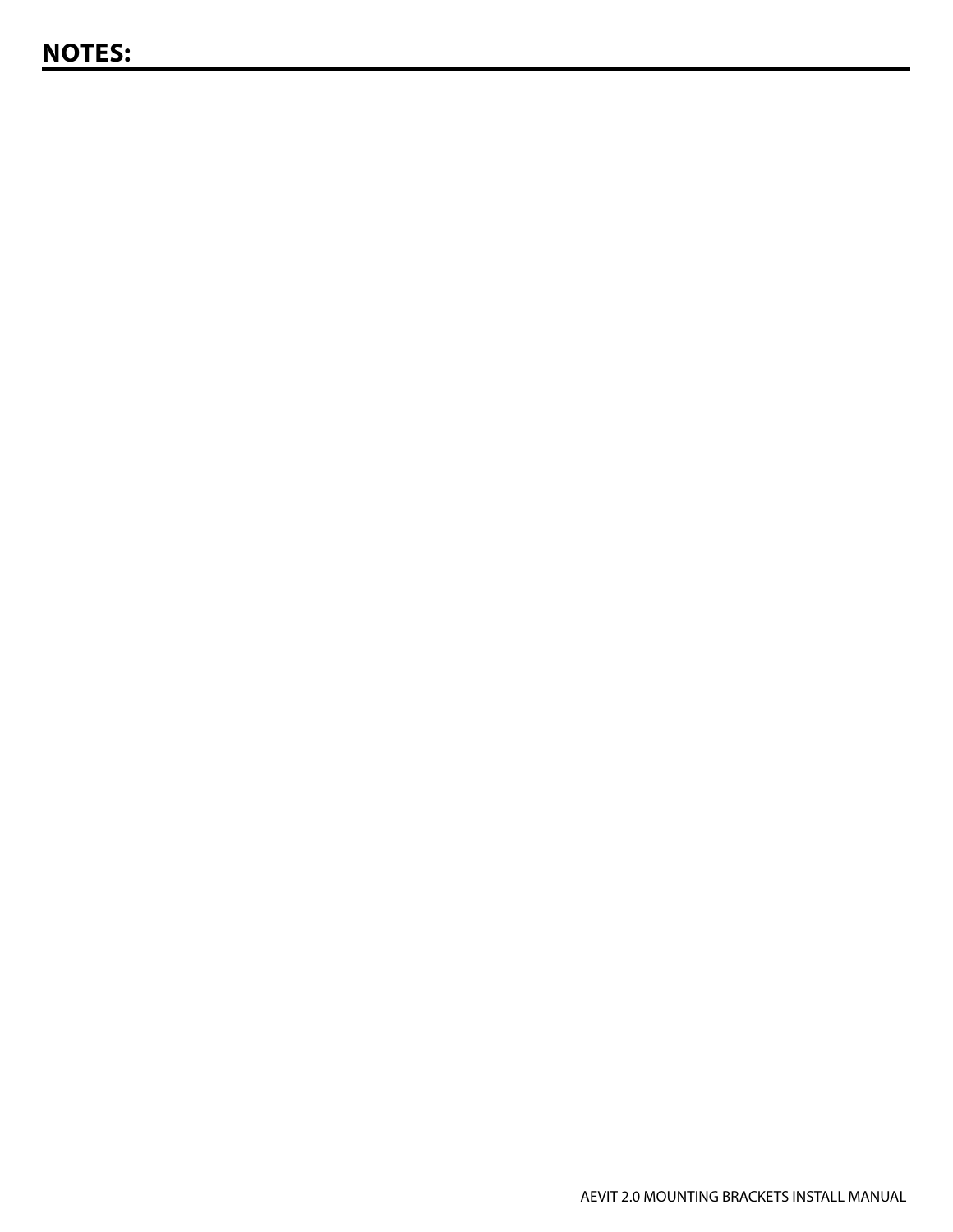## NOTES: